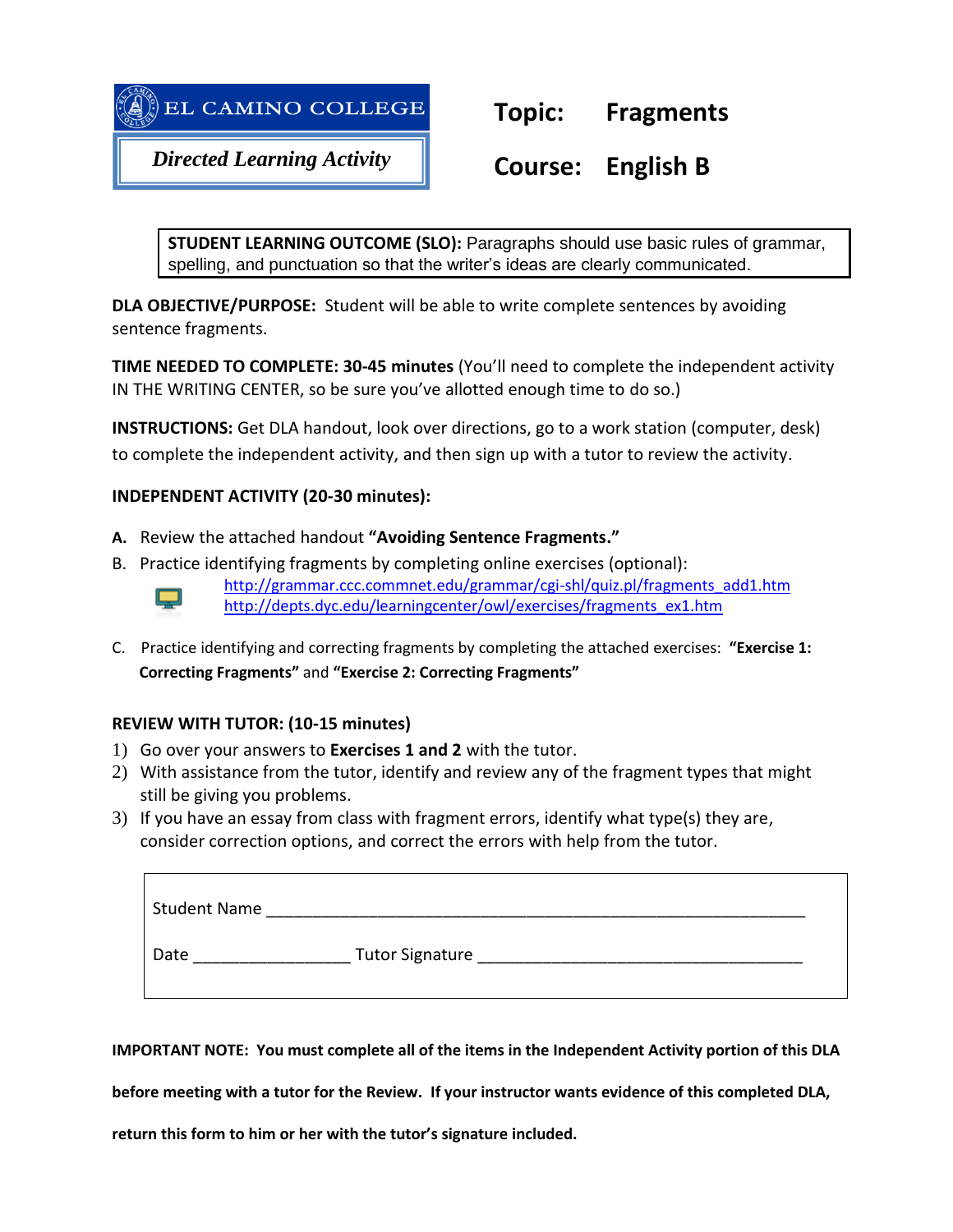**EL CAMINO COLLEGE**

***Directed Learning Activity***

# Topic: Fragments

# Course: English B

**STUDENT LEARNING OUTCOME (SLO):** Paragraphs should use basic rules of grammar, spelling, and punctuation so that the writer's ideas are clearly communicated.

**DLA OBJECTIVE/PURPOSE:** Student will be able to write complete sentences by avoiding sentence fragments.

**TIME NEEDED TO COMPLETE: 30-45 minutes** (You'll need to complete the independent activity IN THE WRITING CENTER, so be sure you've allotted enough time to do so.)

**INSTRUCTIONS:** Get DLA handout, look over directions, go to a work station (computer, desk) to complete the independent activity, and then sign up with a tutor to review the activity.

**INDEPENDENT ACTIVITY (20-30 minutes):**

**A.** Review the attached handout **"Avoiding Sentence Fragments."**

B. Practice identifying fragments by completing online exercises (optional):
http://grammar.ccc.commnet.edu/grammar/cgi-shl/quiz.pl/fragments_add1.htm
http://depts.dyc.edu/learningcenter/owl/exercises/fragments_ex1.htm

C. Practice identifying and correcting fragments by completing the attached exercises: **"Exercise 1: Correcting Fragments"** and **"Exercise 2: Correcting Fragments"**

**REVIEW WITH TUTOR: (10-15 minutes)**

1) Go over your answers to **Exercises 1 and 2** with the tutor.
2) With assistance from the tutor, identify and review any of the fragment types that might still be giving you problems.
3) If you have an essay from class with fragment errors, identify what type(s) they are, consider correction options, and correct the errors with help from the tutor.

Student Name ____________________________________________________________

Date ________________ Tutor Signature ___________________________________

**IMPORTANT NOTE: You must complete all of the items in the Independent Activity portion of this DLA before meeting with a tutor for the Review. If your instructor wants evidence of this completed DLA, return this form to him or her with the tutor's signature included.**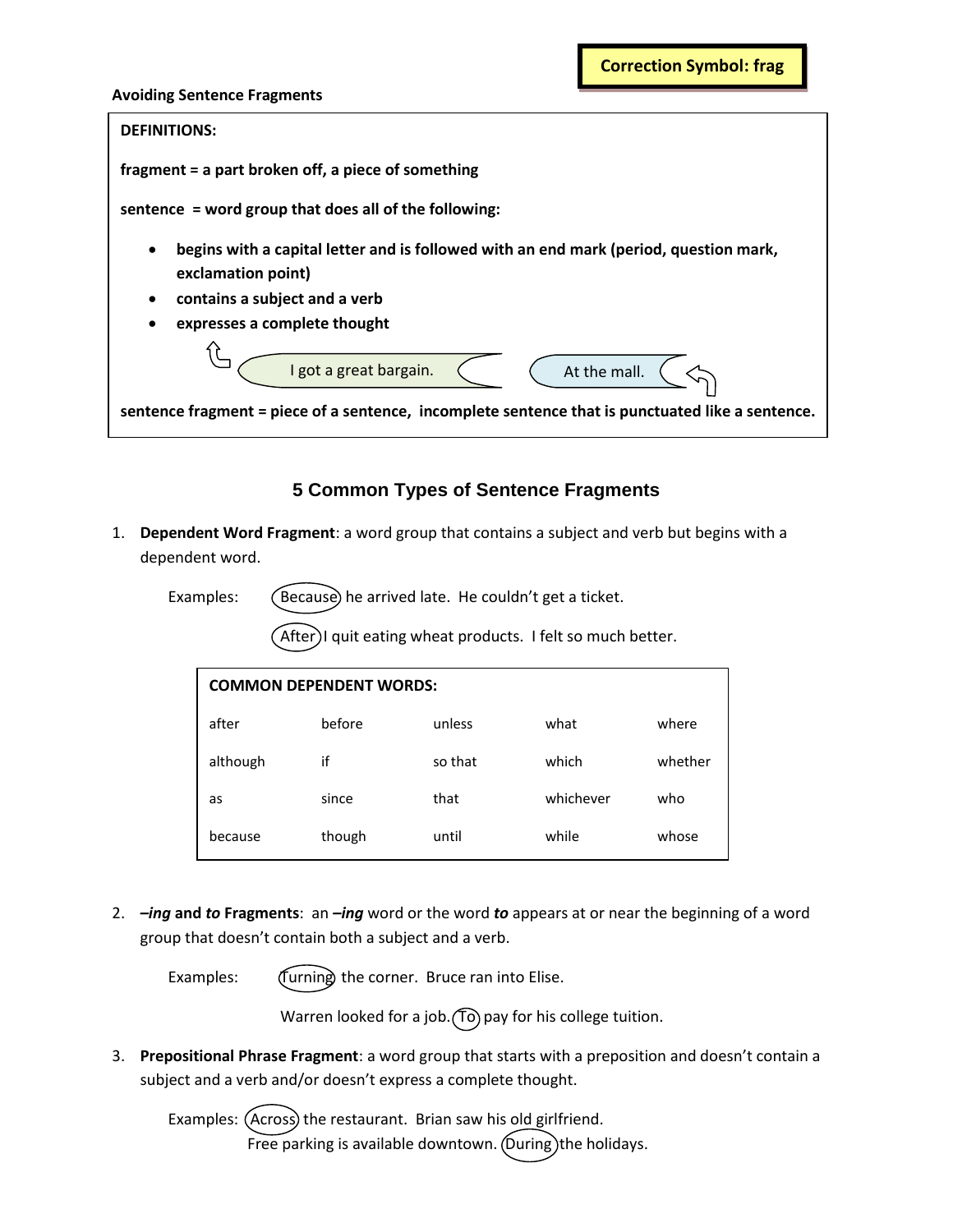**Correction Symbol: frag**

**Avoiding Sentence Fragments**

**DEFINITIONS:**

**fragment = a part broken off, a piece of something**

**sentence = word group that does all of the following:**

- **begins with a capital letter and is followed with an end mark (period, question mark, exclamation point)**
- **contains a subject and a verb**
- **expresses a complete thought**

I got a great bargain. At the mall.

**sentence fragment = piece of a sentence, incomplete sentence that is punctuated like a sentence.**

## 5 Common Types of Sentence Fragments

1. **Dependent Word Fragment**: a word group that contains a subject and verb but begins with a dependent word.

   Examples: (Because) he arrived late. He couldn't get a ticket.

   (After) I quit eating wheat products. I felt so much better.

| **COMMON DEPENDENT WORDS:** | | | | |
|---|---|---|---|---|
| after | before | unless | what | where |
| although | if | so that | which | whether |
| as | since | that | whichever | who |
| because | though | until | while | whose |

2. ***–ing* and *to* Fragments**: an ***–ing*** word or the word ***to*** appears at or near the beginning of a word group that doesn't contain both a subject and a verb.

   Examples: (Turning) the corner. Bruce ran into Elise.

   Warren looked for a job. (To) pay for his college tuition.

3. **Prepositional Phrase Fragment**: a word group that starts with a preposition and doesn't contain a subject and a verb and/or doesn't express a complete thought.

   Examples: (Across) the restaurant. Brian saw his old girlfriend.
   Free parking is available downtown. (During) the holidays.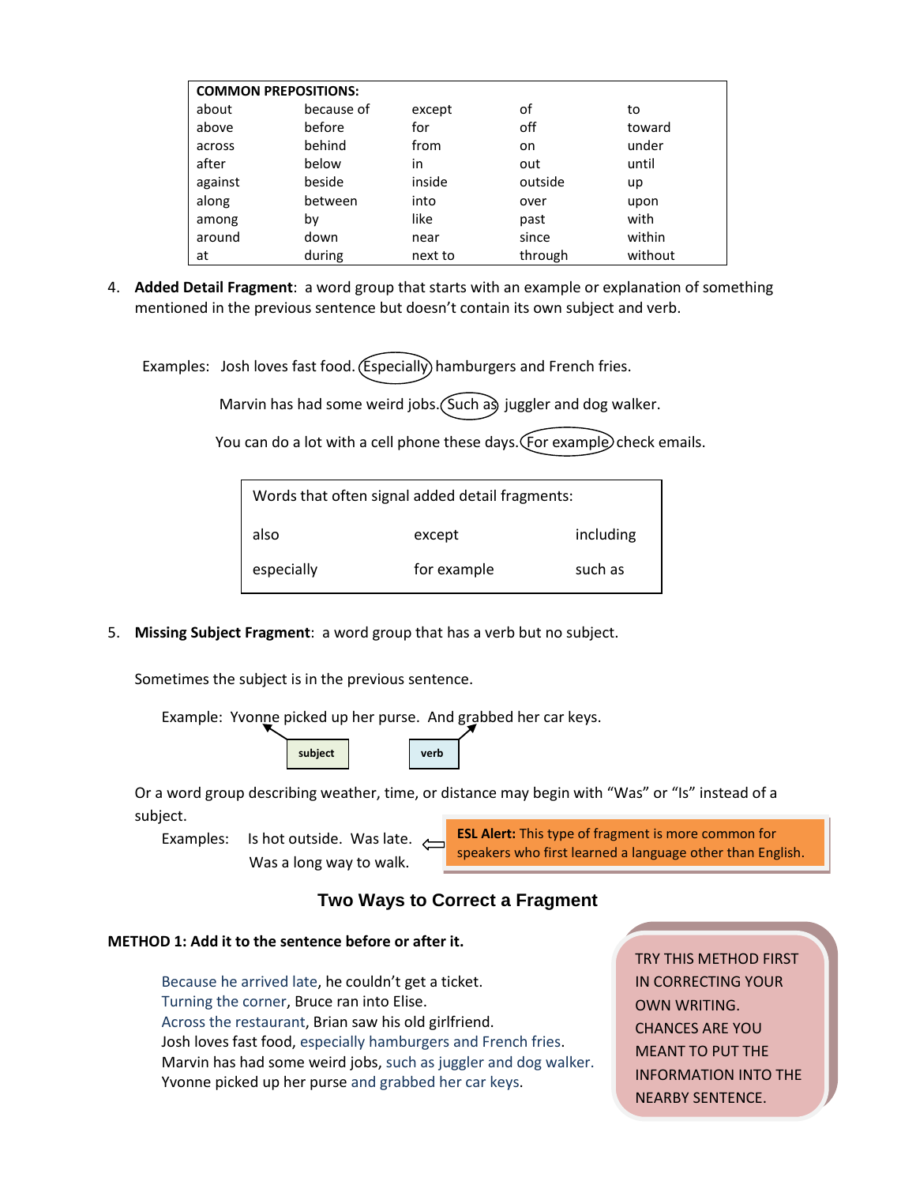| COMMON PREPOSITIONS: | | | | |
|---|---|---|---|---|
| about | because of | except | of | to |
| above | before | for | off | toward |
| across | behind | from | on | under |
| after | below | in | out | until |
| against | beside | inside | outside | up |
| along | between | into | over | upon |
| among | by | like | past | with |
| around | down | near | since | within |
| at | during | next to | through | without |

4. **Added Detail Fragment**: a word group that starts with an example or explanation of something mentioned in the previous sentence but doesn't contain its own subject and verb.

Examples: Josh loves fast food. Especially hamburgers and French fries.

Marvin has had some weird jobs. Such as juggler and dog walker.

You can do a lot with a cell phone these days. For example check emails.

| Words that often signal added detail fragments: | | |
|---|---|---|
| also | except | including |
| especially | for example | such as |

5. **Missing Subject Fragment**: a word group that has a verb but no subject.

Sometimes the subject is in the previous sentence.

Example: Yvonne picked up her purse. And grabbed her car keys.

subject (Yvonne) — verb (grabbed)

Or a word group describing weather, time, or distance may begin with "Was" or "Is" instead of a subject.

Examples: Is hot outside. Was late. Was a long way to walk.

**ESL Alert:** This type of fragment is more common for speakers who first learned a language other than English.

## Two Ways to Correct a Fragment

**METHOD 1: Add it to the sentence before or after it.**

Because he arrived late, he couldn't get a ticket.
Turning the corner, Bruce ran into Elise.
Across the restaurant, Brian saw his old girlfriend.
Josh loves fast food, especially hamburgers and French fries.
Marvin has had some weird jobs, such as juggler and dog walker.
Yvonne picked up her purse and grabbed her car keys.

TRY THIS METHOD FIRST IN CORRECTING YOUR OWN WRITING. CHANCES ARE YOU MEANT TO PUT THE INFORMATION INTO THE NEARBY SENTENCE.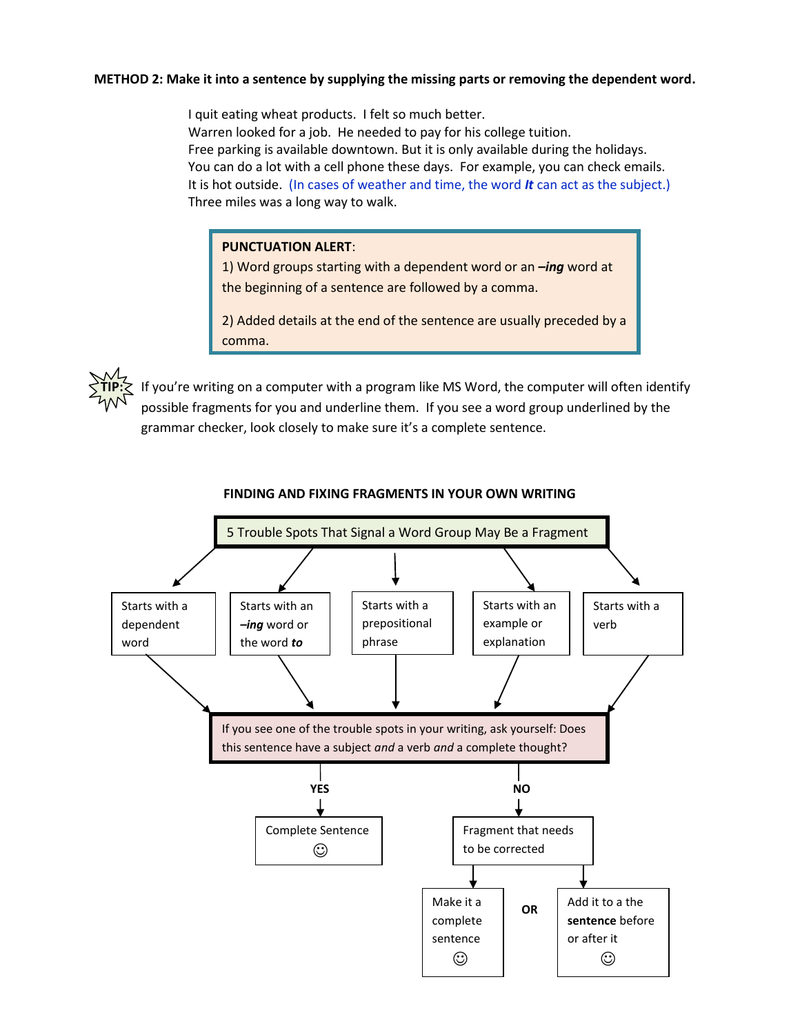**METHOD 2: Make it into a sentence by supplying the missing parts or removing the dependent word.**

I quit eating wheat products. I felt so much better.
Warren looked for a job. He needed to pay for his college tuition.
Free parking is available downtown. But it is only available during the holidays.
You can do a lot with a cell phone these days. For example, you can check emails.
It is hot outside. (In cases of weather and time, the word ***It*** can act as the subject.)
Three miles was a long way to walk.

> **PUNCTUATION ALERT**:
> 1) Word groups starting with a dependent word or an ***–ing*** word at the beginning of a sentence are followed by a comma.
>
> 2) Added details at the end of the sentence are usually preceded by a comma.

**TIP:** If you're writing on a computer with a program like MS Word, the computer will often identify possible fragments for you and underline them. If you see a word group underlined by the grammar checker, look closely to make sure it's a complete sentence.

**FINDING AND FIXING FRAGMENTS IN YOUR OWN WRITING**

5 Trouble Spots That Signal a Word Group May Be a Fragment

- Starts with a dependent word
- Starts with an ***–ing*** word or the word ***to***
- Starts with a prepositional phrase
- Starts with an example or explanation
- Starts with a verb

If you see one of the trouble spots in your writing, ask yourself: Does this sentence have a subject *and* a verb *and* a complete thought?

- **YES** → Complete Sentence ☺
- **NO** → Fragment that needs to be corrected
  - Make it a complete sentence ☺
  - **OR**
  - Add it to a the **sentence** before or after it ☺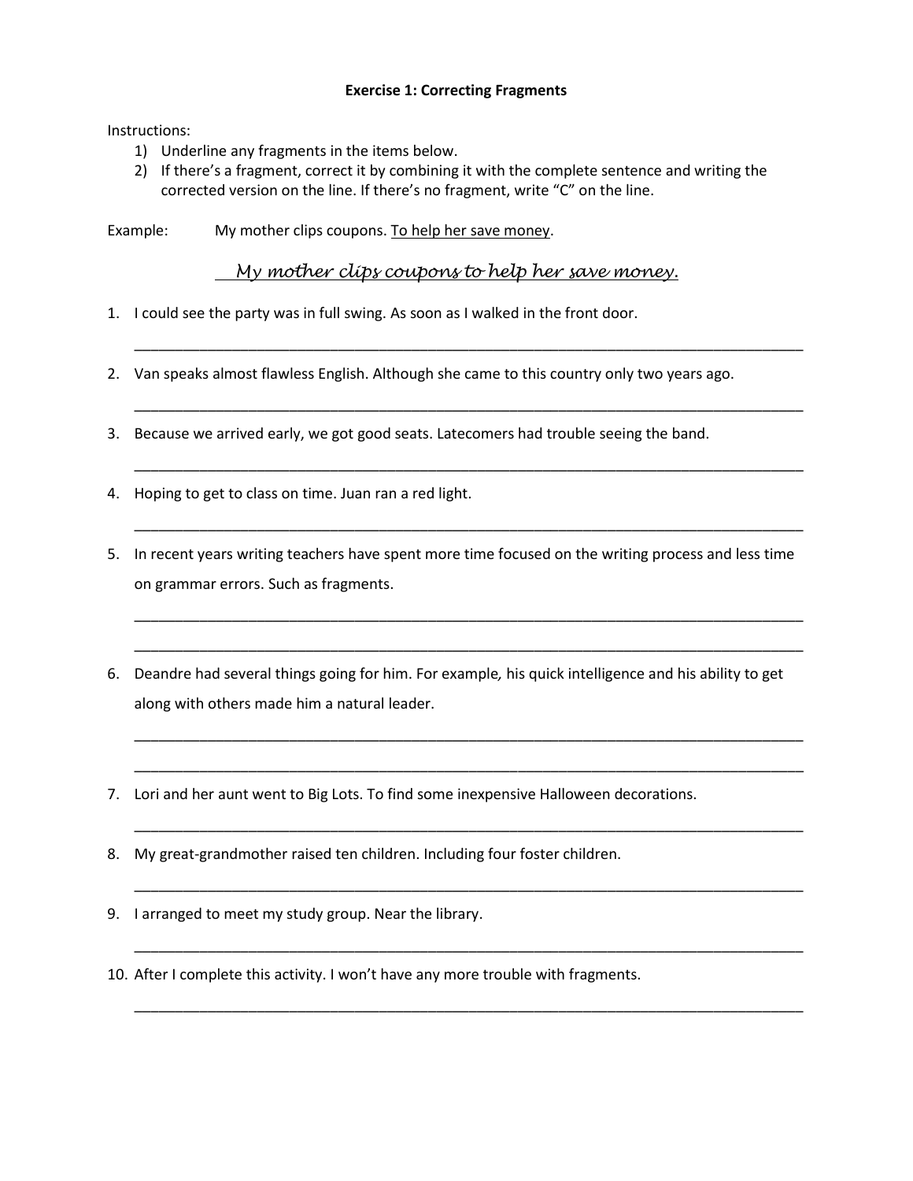## Exercise 1: Correcting Fragments

Instructions:

1) Underline any fragments in the items below.
2) If there's a fragment, correct it by combining it with the complete sentence and writing the corrected version on the line. If there's no fragment, write "C" on the line.

Example: My mother clips coupons. <u>To help her save money</u>.

*My mother clips coupons to help her save money.*

1. I could see the party was in full swing. As soon as I walked in the front door.

   ______________________________________________________________________

2. Van speaks almost flawless English. Although she came to this country only two years ago.

   ______________________________________________________________________

3. Because we arrived early, we got good seats. Latecomers had trouble seeing the band.

   ______________________________________________________________________

4. Hoping to get to class on time. Juan ran a red light.

   ______________________________________________________________________

5. In recent years writing teachers have spent more time focused on the writing process and less time on grammar errors. Such as fragments.

   ______________________________________________________________________

   ______________________________________________________________________

6. Deandre had several things going for him. For example, his quick intelligence and his ability to get along with others made him a natural leader.

   ______________________________________________________________________

   ______________________________________________________________________

7. Lori and her aunt went to Big Lots. To find some inexpensive Halloween decorations.

   ______________________________________________________________________

8. My great-grandmother raised ten children. Including four foster children.

   ______________________________________________________________________

9. I arranged to meet my study group. Near the library.

   ______________________________________________________________________

10. After I complete this activity. I won't have any more trouble with fragments.

    ______________________________________________________________________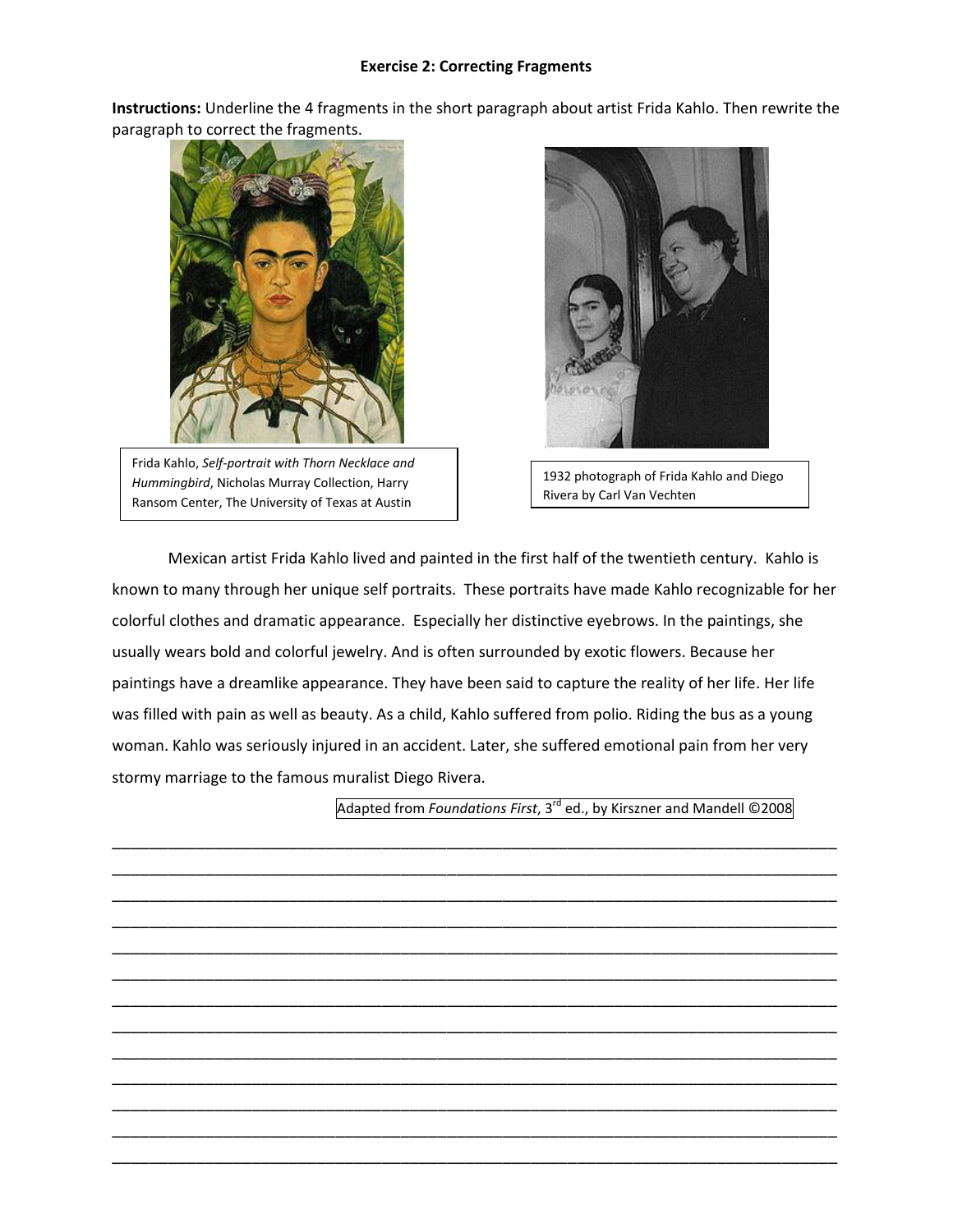**Exercise 2: Correcting Fragments**

**Instructions:** Underline the 4 fragments in the short paragraph about artist Frida Kahlo. Then rewrite the paragraph to correct the fragments.

Frida Kahlo, *Self-portrait with Thorn Necklace and Hummingbird*, Nicholas Murray Collection, Harry Ransom Center, The University of Texas at Austin

1932 photograph of Frida Kahlo and Diego Rivera by Carl Van Vechten

Mexican artist Frida Kahlo lived and painted in the first half of the twentieth century. Kahlo is known to many through her unique self portraits. These portraits have made Kahlo recognizable for her colorful clothes and dramatic appearance. Especially her distinctive eyebrows. In the paintings, she usually wears bold and colorful jewelry. And is often surrounded by exotic flowers. Because her paintings have a dreamlike appearance. They have been said to capture the reality of her life. Her life was filled with pain as well as beauty. As a child, Kahlo suffered from polio. Riding the bus as a young woman. Kahlo was seriously injured in an accident. Later, she suffered emotional pain from her very stormy marriage to the famous muralist Diego Rivera.

Adapted from *Foundations First*, 3rd ed., by Kirszner and Mandell ©2008

______________________________________________________________________________

______________________________________________________________________________

______________________________________________________________________________

______________________________________________________________________________

______________________________________________________________________________

______________________________________________________________________________

______________________________________________________________________________

______________________________________________________________________________

______________________________________________________________________________

______________________________________________________________________________

______________________________________________________________________________

______________________________________________________________________________

______________________________________________________________________________